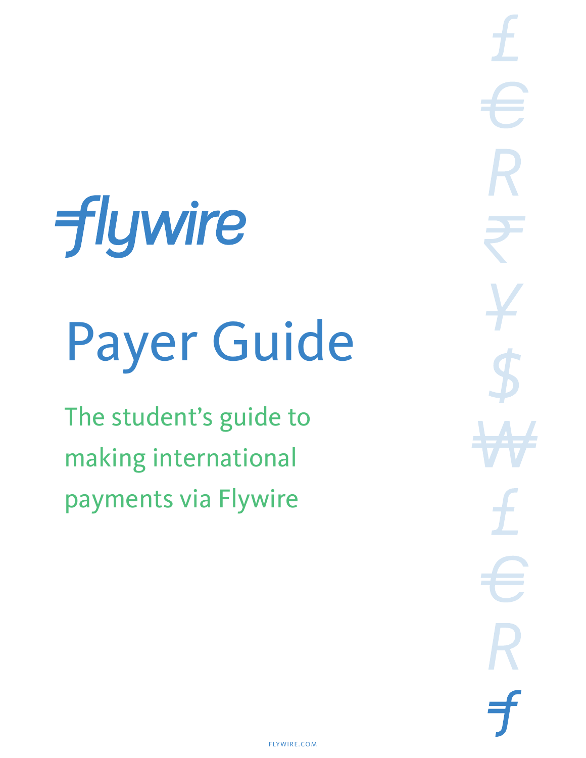flywire

# Payer Guide

The student's guide to making international payments via Flywire

FLYWIRE.COM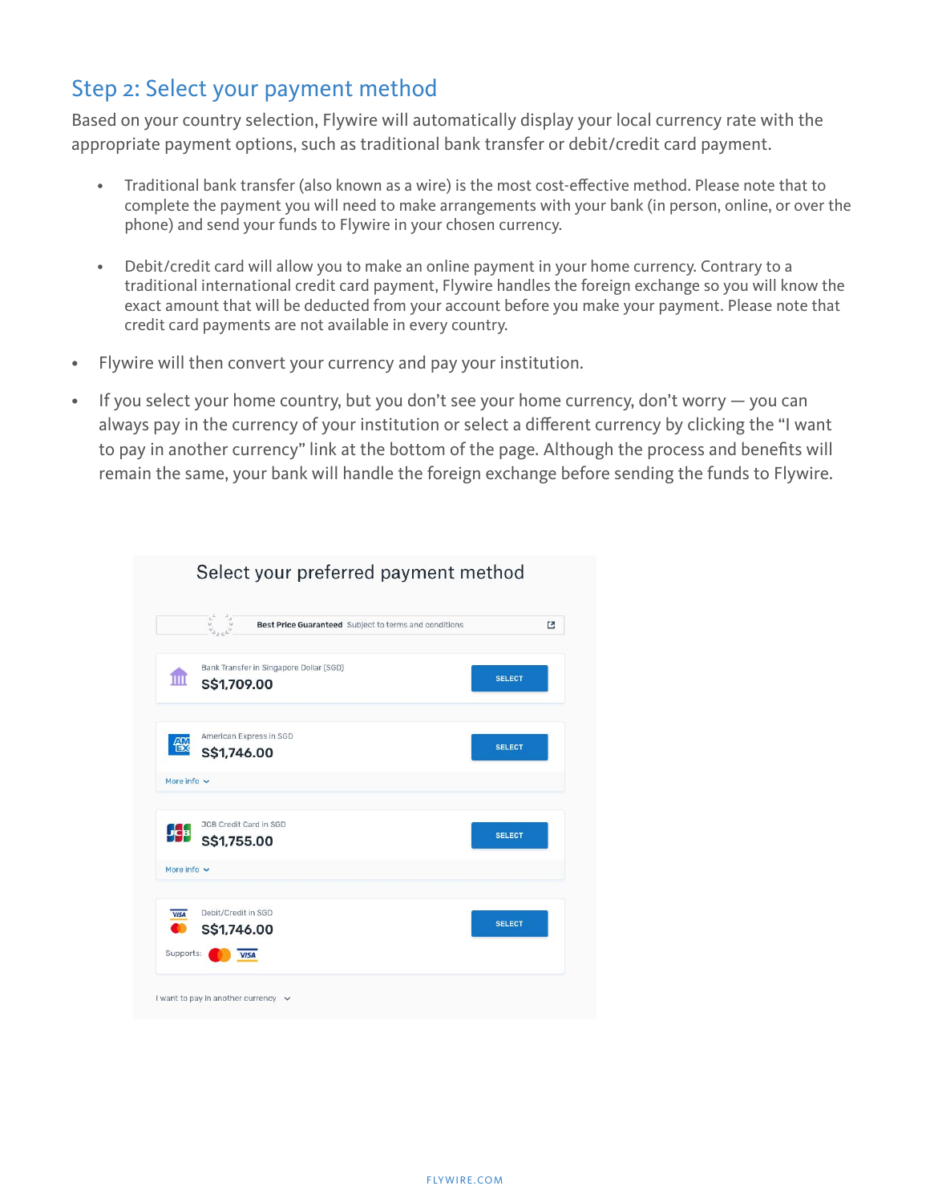## Step 2: Select your payment method

Based on your country selection, Flywire will automatically display your local currency rate with the appropriate payment options, such as traditional bank transfer or debit/credit card payment.

- Traditional bank transfer (also known as a wire) is the most cost-effective method. Please note that to complete the payment you will need to make arrangements with your bank (in person, online, or over the phone) and send your funds to Flywire in your chosen currency.

- Debit/credit card will allow you to make an online payment in your home currency. Contrary to a traditional international credit card payment, Flywire handles the foreign exchange so you will know the exact amount that will be deducted from your account before you make your payment. Please note that credit card payments are not available in every country.

- Flywire will then convert your currency and pay your institution.

- If you select your home country, but you don't see your home currency, don't worry — you can always pay in the currency of your institution or select a different currency by clicking the "I want to pay in another currency" link at the bottom of the page. Although the process and benefits will remain the same, your bank will handle the foreign exchange before sending the funds to Flywire.

Select your preferred payment method

**Best Price Guaranteed** Subject to terms and conditions

Bank Transfer in Singapore Dollar (SGD)
**S$1,709.00** SELECT

American Express in SGD
**S$1,746.00** SELECT
More info

JCB Credit Card in SGD
**S$1,755.00** SELECT
More info

Debit/Credit in SGD
**S$1,746.00** SELECT
Supports:

I want to pay in another currency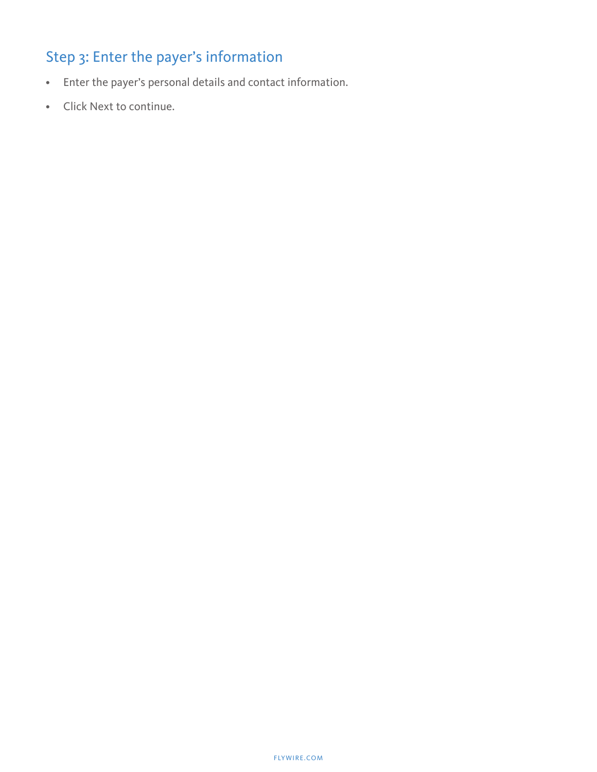## Step 3: Enter the payer's information

- Enter the payer's personal details and contact information.
- Click Next to continue.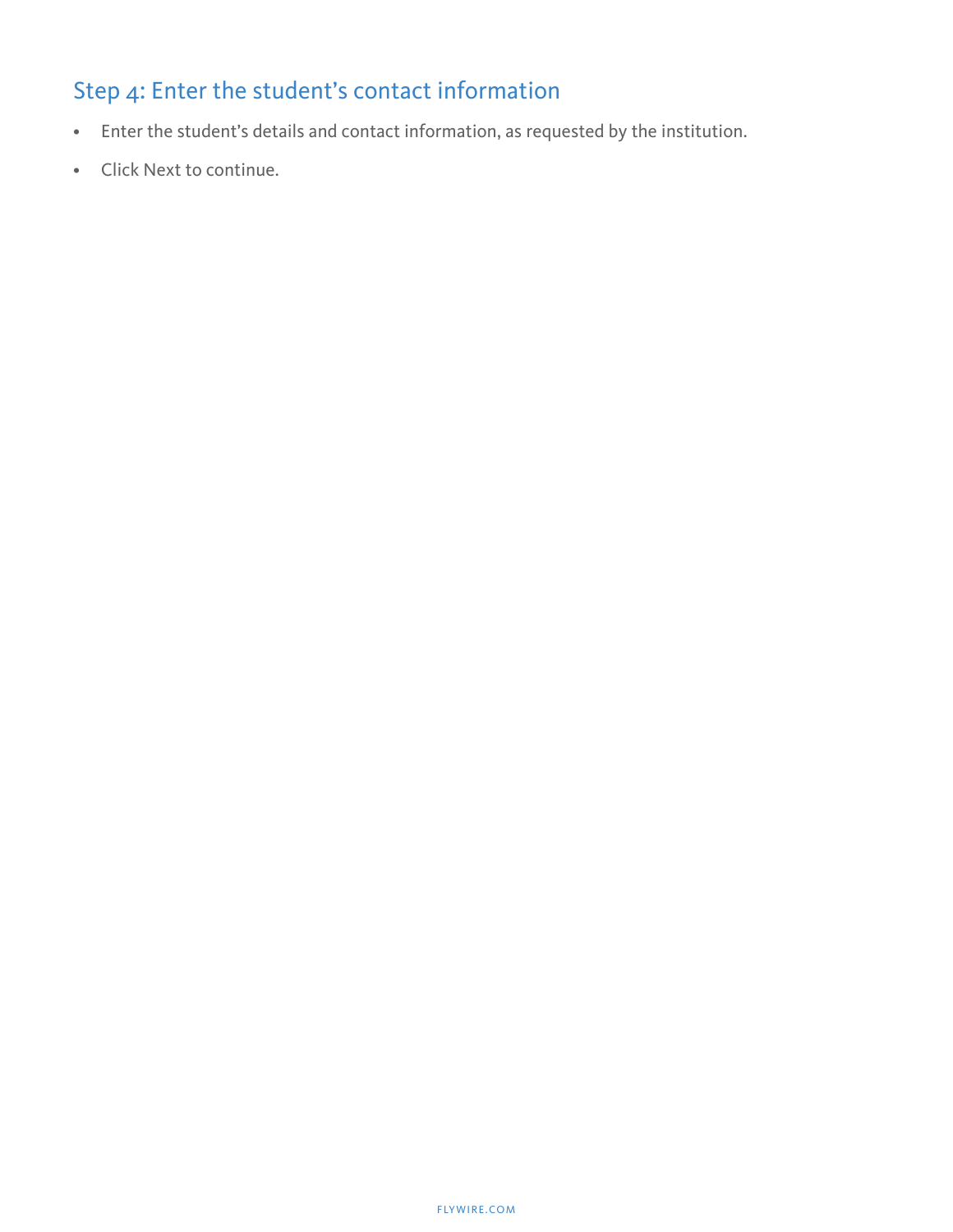## Step 4: Enter the student's contact information

- Enter the student's details and contact information, as requested by the institution.
- Click Next to continue.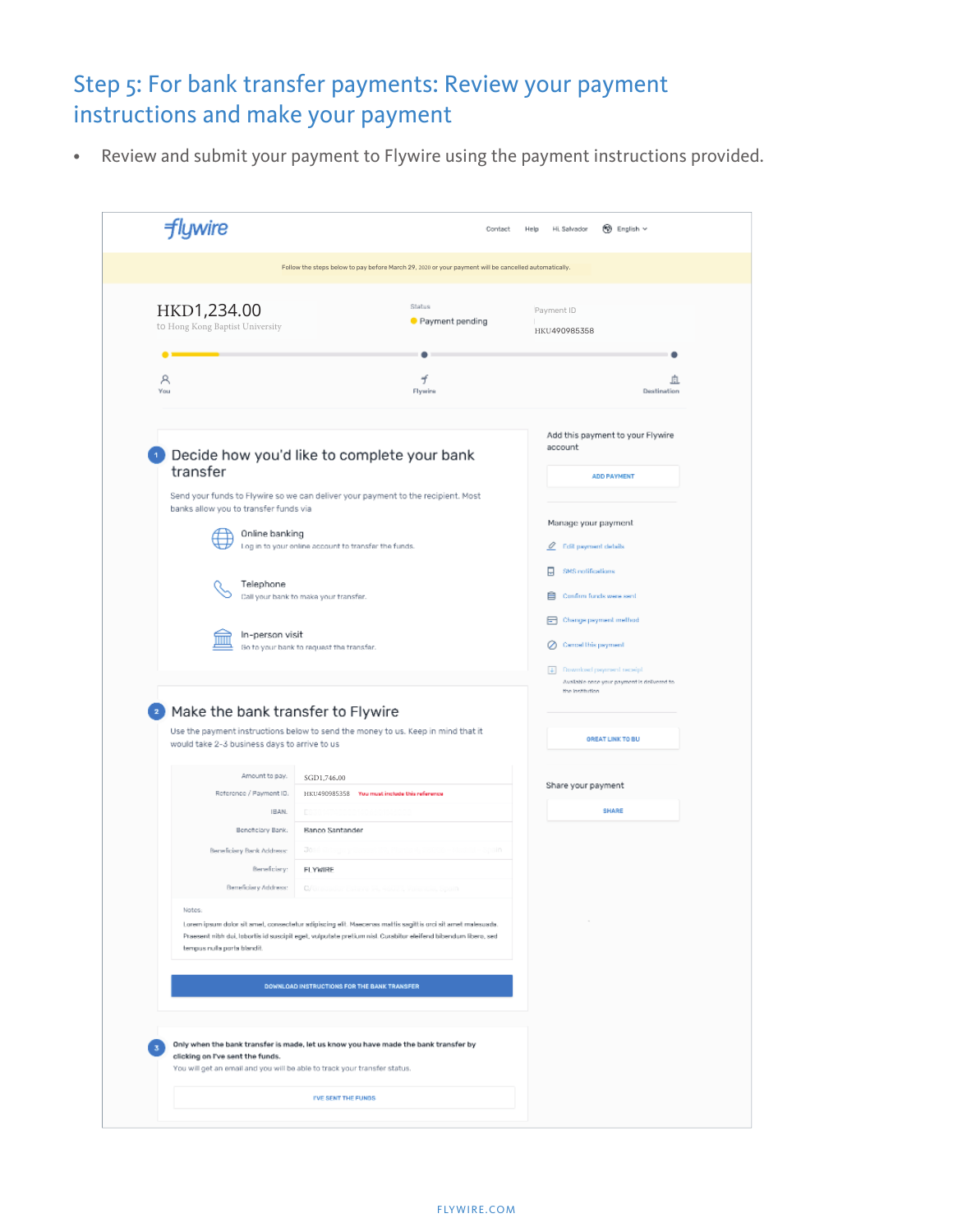## Step 5: For bank transfer payments: Review your payment instructions and make your payment

- Review and submit your payment to Flywire using the payment instructions provided.

flywire

Contact Help Hi, Salvador English

Follow the steps below to pay before March 29, 2020 or your payment will be cancelled automatically.

HKD1,234.00
to Hong Kong Baptist University

Status
Payment pending

Payment ID
HKU490985358

You Flywire Destination

**1** Decide how you'd like to complete your bank transfer

Send your funds to Flywire so we can deliver your payment to the recipient. Most banks allow you to transfer funds via

Online banking
Log in to your online account to transfer the funds.

Telephone
Call your bank to make your transfer.

In-person visit
Go to your bank to request the transfer.

**2** Make the bank transfer to Flywire

Use the payment instructions below to send the money to us. Keep in mind that it would take 2-3 business days to arrive to us

| | |
|---|---|
| Amount to pay: | SGD1,746.00 |
| Reference / Payment ID: | HKU490985358 You must include this reference |
| IBAN: | |
| Beneficiary Bank: | Banco Santander |
| Beneficiary Bank Address: | |
| Beneficiary: | FLYWIRE |
| Beneficiary Address: | |

Notes:
Lorem ipsum dolor sit amet, consectetur adipiscing elit. Maecenas mattis sagittis orci sit amet malesuada. Praesent nibh dui, lobortis id suscipit eget, vulputate pretium nisl. Curabitur eleifend bibendum libero, sed tempus nulla porta blandit.

DOWNLOAD INSTRUCTIONS FOR THE BANK TRANSFER

**3** **Only when the bank transfer is made, let us know you have made the bank transfer by clicking on I've sent the funds.**
You will get an email and you will be able to track your transfer status.

I'VE SENT THE FUNDS

Add this payment to your Flywire account

ADD PAYMENT

Manage your payment

Edit payment details
SMS notifications
Confirm funds were sent
Change payment method
Cancel this payment
Download payment receipt
Available once your payment is delivered to the institution

GREAT LINK TO BU

Share your payment

SHARE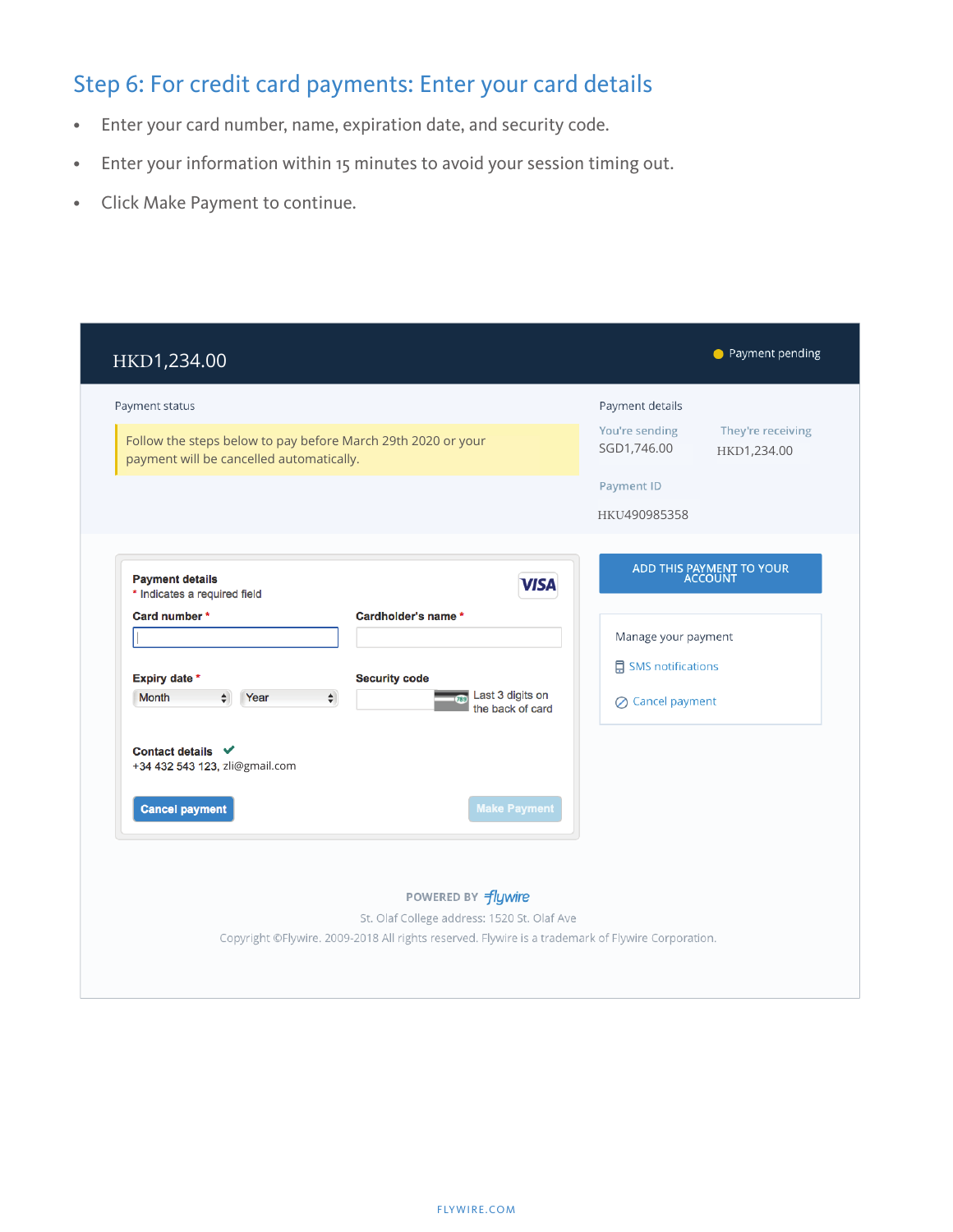## Step 6: For credit card payments: Enter your card details

- Enter your card number, name, expiration date, and security code.
- Enter your information within 15 minutes to avoid your session timing out.
- Click Make Payment to continue.

HKD1,234.00

Payment pending

Payment status

Follow the steps below to pay before March 29th 2020 or your payment will be cancelled automatically.

Payment details

You're sending
SGD1,746.00

They're receiving
HKD1,234.00

Payment ID
HKU490985358

**Payment details**

* Indicates a required field

VISA

**Card number** *

**Cardholder's name** *

**Expiry date** *

Month

Year

**Security code**

Last 3 digits on the back of card

**Contact details**

+34 432 543 123, zli@gmail.com

Cancel payment

Make Payment

ADD THIS PAYMENT TO YOUR ACCOUNT

Manage your payment

SMS notifications

Cancel payment

POWERED BY flywire

St. Olaf College address: 1520 St. Olaf Ave

Copyright ©Flywire. 2009-2018 All rights reserved. Flywire is a trademark of Flywire Corporation.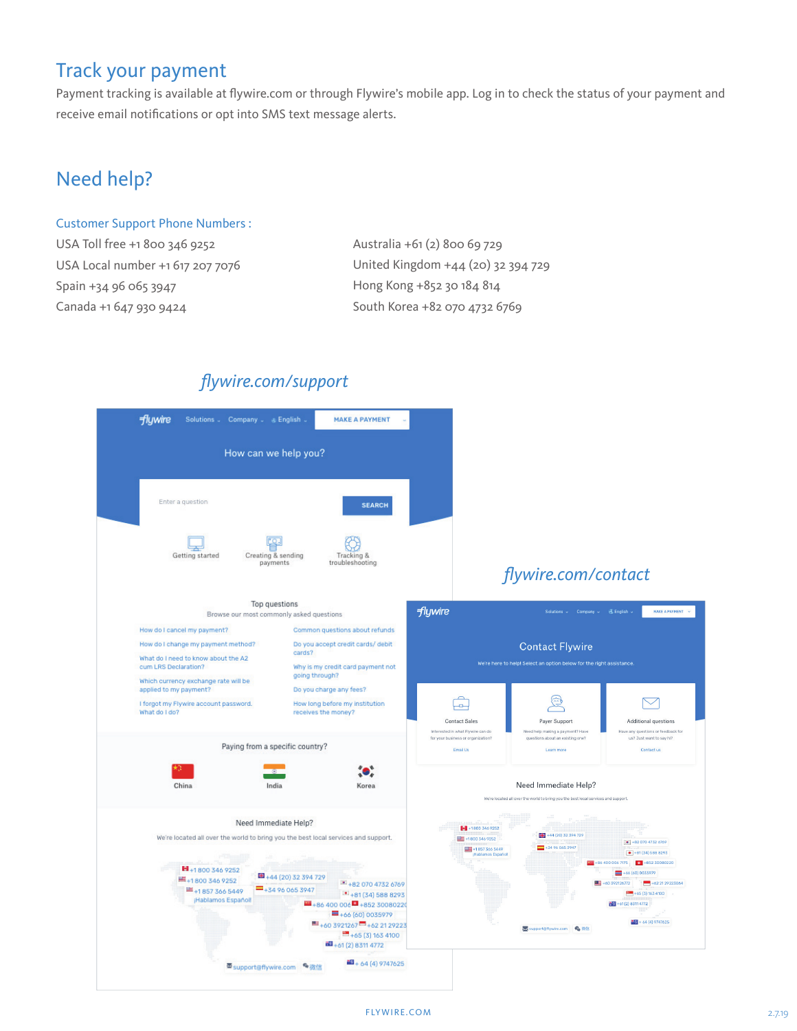## Track your payment

Payment tracking is available at flywire.com or through Flywire's mobile app. Log in to check the status of your payment and receive email notifications or opt into SMS text message alerts.

## Need help?

### Customer Support Phone Numbers :

USA Toll free +1 800 346 9252
USA Local number +1 617 207 7076
Spain +34 96 065 3947
Canada +1 647 930 9424
Australia +61 (2) 800 69 729
United Kingdom +44 (20) 32 394 729
Hong Kong +852 30 184 814
South Korea +82 070 4732 6769

*flywire.com/support*

*flywire.com/contact*